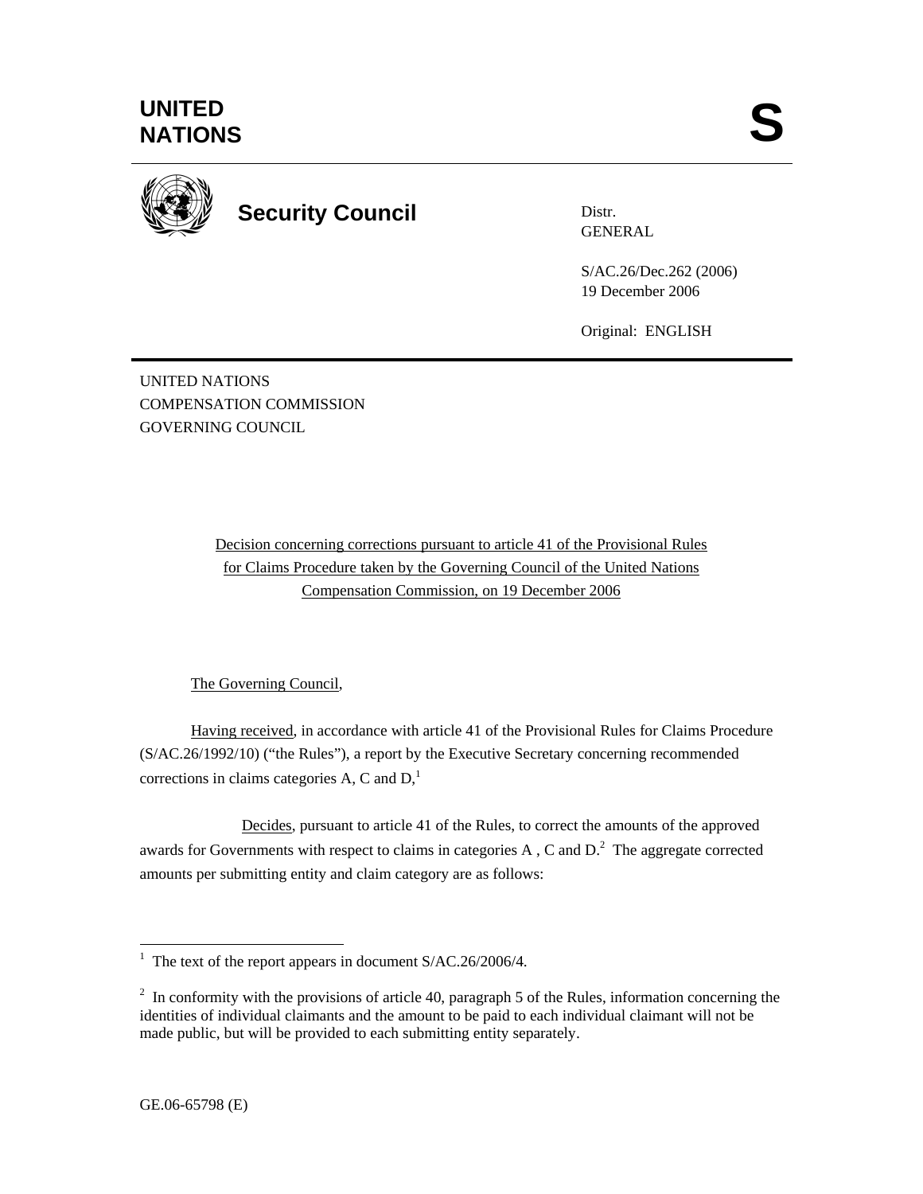# UNITED NATIONS

**S**

**Security Council**

Distr.
GENERAL

S/AC.26/Dec.262 (2006)
19 December 2006

Original: ENGLISH

UNITED NATIONS
COMPENSATION COMMISSION
GOVERNING COUNCIL

Decision concerning corrections pursuant to article 41 of the Provisional Rules for Claims Procedure taken by the Governing Council of the United Nations Compensation Commission, on 19 December 2006

The Governing Council,

Having received, in accordance with article 41 of the Provisional Rules for Claims Procedure (S/AC.26/1992/10) ("the Rules"), a report by the Executive Secretary concerning recommended corrections in claims categories A, C and D,[1]

Decides, pursuant to article 41 of the Rules, to correct the amounts of the approved awards for Governments with respect to claims in categories A , C and D.[2] The aggregate corrected amounts per submitting entity and claim category are as follows:

---

[1] The text of the report appears in document S/AC.26/2006/4.

[2] In conformity with the provisions of article 40, paragraph 5 of the Rules, information concerning the identities of individual claimants and the amount to be paid to each individual claimant will not be made public, but will be provided to each submitting entity separately.

GE.06-65798 (E)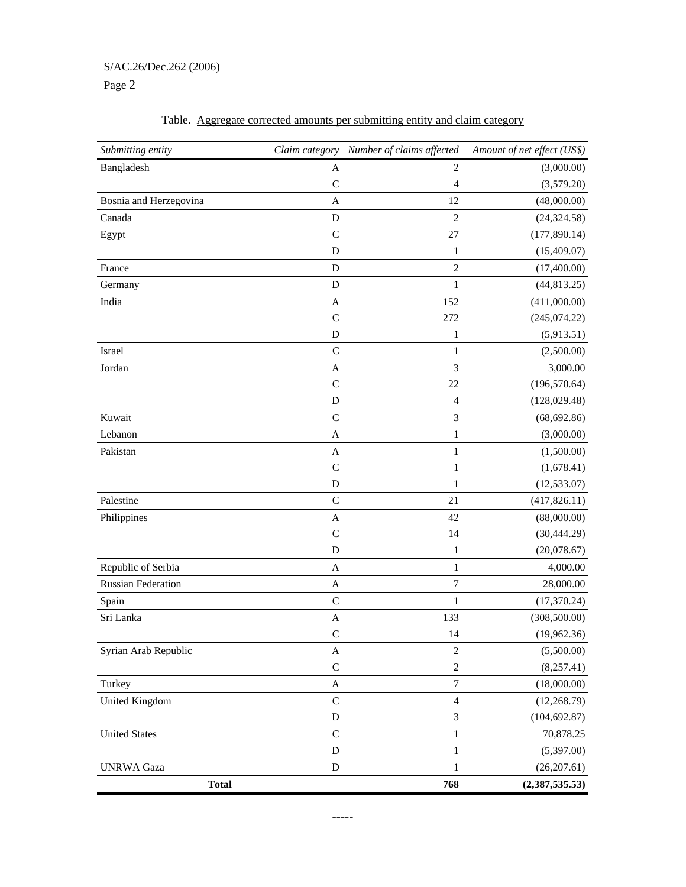Table. Aggregate corrected amounts per submitting entity and claim category

| *Submitting entity* | *Claim category* | *Number of claims affected* | *Amount of net effect (US$)* |
|---|---|---|---|
| Bangladesh | A | 2 | (3,000.00) |
| | C | 4 | (3,579.20) |
| Bosnia and Herzegovina | A | 12 | (48,000.00) |
| Canada | D | 2 | (24,324.58) |
| Egypt | C | 27 | (177,890.14) |
| | D | 1 | (15,409.07) |
| France | D | 2 | (17,400.00) |
| Germany | D | 1 | (44,813.25) |
| India | A | 152 | (411,000.00) |
| | C | 272 | (245,074.22) |
| | D | 1 | (5,913.51) |
| Israel | C | 1 | (2,500.00) |
| Jordan | A | 3 | 3,000.00 |
| | C | 22 | (196,570.64) |
| | D | 4 | (128,029.48) |
| Kuwait | C | 3 | (68,692.86) |
| Lebanon | A | 1 | (3,000.00) |
| Pakistan | A | 1 | (1,500.00) |
| | C | 1 | (1,678.41) |
| | D | 1 | (12,533.07) |
| Palestine | C | 21 | (417,826.11) |
| Philippines | A | 42 | (88,000.00) |
| | C | 14 | (30,444.29) |
| | D | 1 | (20,078.67) |
| Republic of Serbia | A | 1 | 4,000.00 |
| Russian Federation | A | 7 | 28,000.00 |
| Spain | C | 1 | (17,370.24) |
| Sri Lanka | A | 133 | (308,500.00) |
| | C | 14 | (19,962.36) |
| Syrian Arab Republic | A | 2 | (5,500.00) |
| | C | 2 | (8,257.41) |
| Turkey | A | 7 | (18,000.00) |
| United Kingdom | C | 4 | (12,268.79) |
| | D | 3 | (104,692.87) |
| United States | C | 1 | 70,878.25 |
| | D | 1 | (5,397.00) |
| UNRWA Gaza | D | 1 | (26,207.61) |
| **Total** | | **768** | **(2,387,535.53)** |

-----